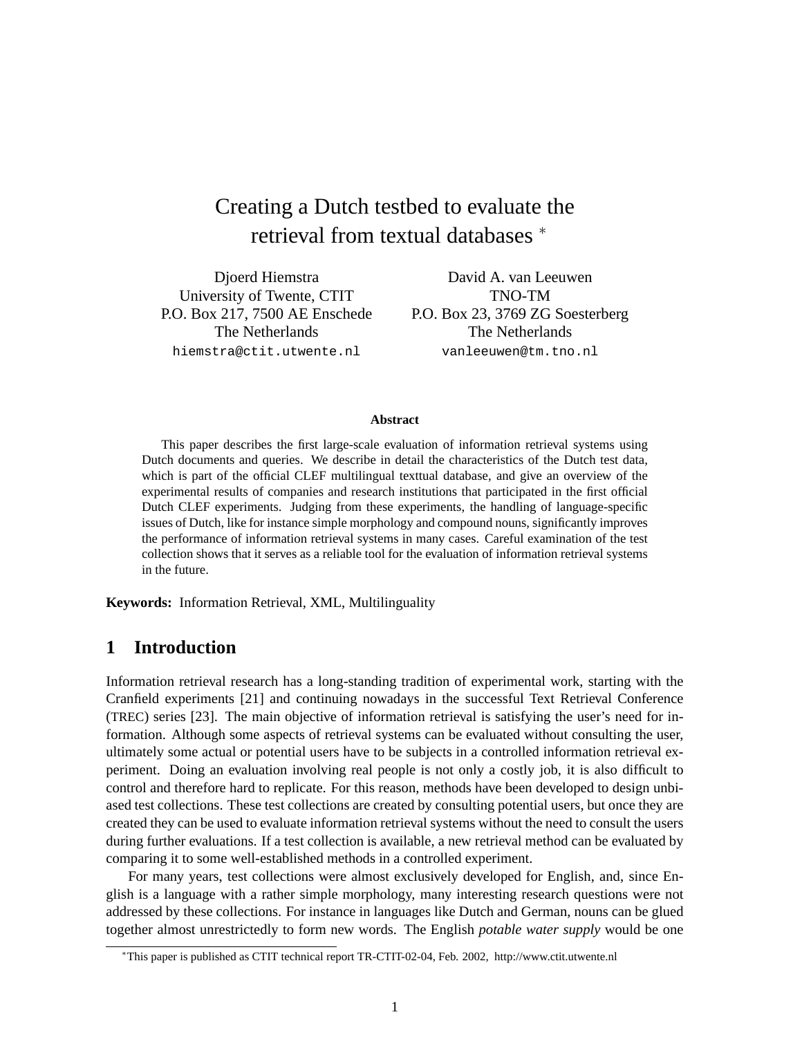# Creating a Dutch testbed to evaluate the retrieval from textual databases *

Djoerd Hiemstra
University of Twente, CTIT
P.O. Box 217, 7500 AE Enschede
The Netherlands
hiemstra@ctit.utwente.nl

David A. van Leeuwen
TNO-TM
P.O. Box 23, 3769 ZG Soesterberg
The Netherlands
vanleeuwen@tm.tno.nl

**Abstract**

This paper describes the first large-scale evaluation of information retrieval systems using Dutch documents and queries. We describe in detail the characteristics of the Dutch test data, which is part of the official CLEF multilingual texttual database, and give an overview of the experimental results of companies and research institutions that participated in the first official Dutch CLEF experiments. Judging from these experiments, the handling of language-specific issues of Dutch, like for instance simple morphology and compound nouns, significantly improves the performance of information retrieval systems in many cases. Careful examination of the test collection shows that it serves as a reliable tool for the evaluation of information retrieval systems in the future.

**Keywords:** Information Retrieval, XML, Multilinguality

## 1 Introduction

Information retrieval research has a long-standing tradition of experimental work, starting with the Cranfield experiments [21] and continuing nowadays in the successful Text Retrieval Conference (TREC) series [23]. The main objective of information retrieval is satisfying the user's need for information. Although some aspects of retrieval systems can be evaluated without consulting the user, ultimately some actual or potential users have to be subjects in a controlled information retrieval experiment. Doing an evaluation involving real people is not only a costly job, it is also difficult to control and therefore hard to replicate. For this reason, methods have been developed to design unbiased test collections. These test collections are created by consulting potential users, but once they are created they can be used to evaluate information retrieval systems without the need to consult the users during further evaluations. If a test collection is available, a new retrieval method can be evaluated by comparing it to some well-established methods in a controlled experiment.

For many years, test collections were almost exclusively developed for English, and, since English is a language with a rather simple morphology, many interesting research questions were not addressed by these collections. For instance in languages like Dutch and German, nouns can be glued together almost unrestrictedly to form new words. The English *potable water supply* would be one

*This paper is published as CTIT technical report TR-CTIT-02-04, Feb. 2002, http://www.ctit.utwente.nl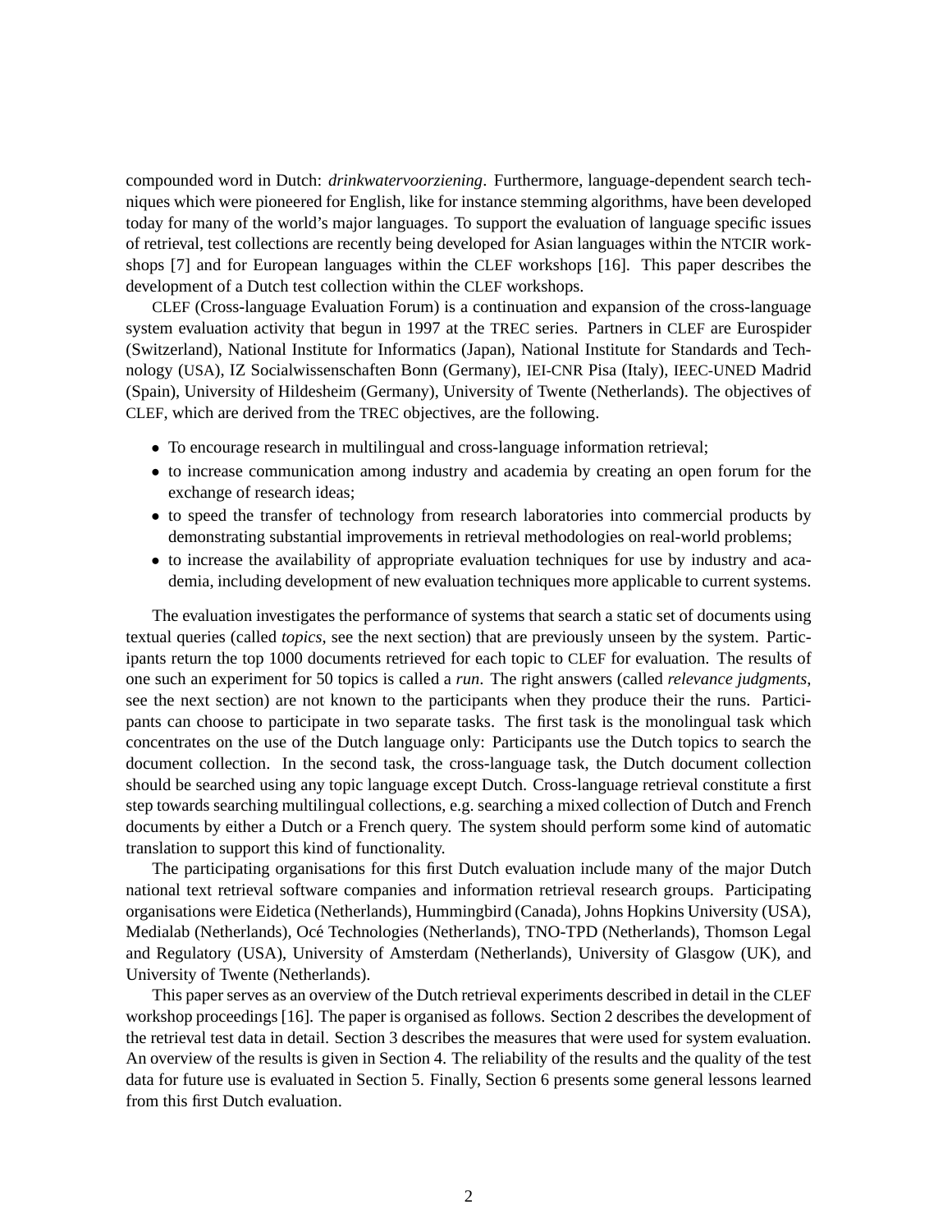compounded word in Dutch: *drinkwatervoorziening*. Furthermore, language-dependent search techniques which were pioneered for English, like for instance stemming algorithms, have been developed today for many of the world's major languages. To support the evaluation of language specific issues of retrieval, test collections are recently being developed for Asian languages within the NTCIR workshops [7] and for European languages within the CLEF workshops [16]. This paper describes the development of a Dutch test collection within the CLEF workshops.

CLEF (Cross-language Evaluation Forum) is a continuation and expansion of the cross-language system evaluation activity that begun in 1997 at the TREC series. Partners in CLEF are Eurospider (Switzerland), National Institute for Informatics (Japan), National Institute for Standards and Technology (USA), IZ Socialwissenschaften Bonn (Germany), IEI-CNR Pisa (Italy), IEEC-UNED Madrid (Spain), University of Hildesheim (Germany), University of Twente (Netherlands). The objectives of CLEF, which are derived from the TREC objectives, are the following.

- To encourage research in multilingual and cross-language information retrieval;
- to increase communication among industry and academia by creating an open forum for the exchange of research ideas;
- to speed the transfer of technology from research laboratories into commercial products by demonstrating substantial improvements in retrieval methodologies on real-world problems;
- to increase the availability of appropriate evaluation techniques for use by industry and academia, including development of new evaluation techniques more applicable to current systems.

The evaluation investigates the performance of systems that search a static set of documents using textual queries (called *topics*, see the next section) that are previously unseen by the system. Participants return the top 1000 documents retrieved for each topic to CLEF for evaluation. The results of one such an experiment for 50 topics is called a *run*. The right answers (called *relevance judgments*, see the next section) are not known to the participants when they produce their the runs. Participants can choose to participate in two separate tasks. The first task is the monolingual task which concentrates on the use of the Dutch language only: Participants use the Dutch topics to search the document collection. In the second task, the cross-language task, the Dutch document collection should be searched using any topic language except Dutch. Cross-language retrieval constitute a first step towards searching multilingual collections, e.g. searching a mixed collection of Dutch and French documents by either a Dutch or a French query. The system should perform some kind of automatic translation to support this kind of functionality.

The participating organisations for this first Dutch evaluation include many of the major Dutch national text retrieval software companies and information retrieval research groups. Participating organisations were Eidetica (Netherlands), Hummingbird (Canada), Johns Hopkins University (USA), Medialab (Netherlands), Océ Technologies (Netherlands), TNO-TPD (Netherlands), Thomson Legal and Regulatory (USA), University of Amsterdam (Netherlands), University of Glasgow (UK), and University of Twente (Netherlands).

This paper serves as an overview of the Dutch retrieval experiments described in detail in the CLEF workshop proceedings [16]. The paper is organised as follows. Section 2 describes the development of the retrieval test data in detail. Section 3 describes the measures that were used for system evaluation. An overview of the results is given in Section 4. The reliability of the results and the quality of the test data for future use is evaluated in Section 5. Finally, Section 6 presents some general lessons learned from this first Dutch evaluation.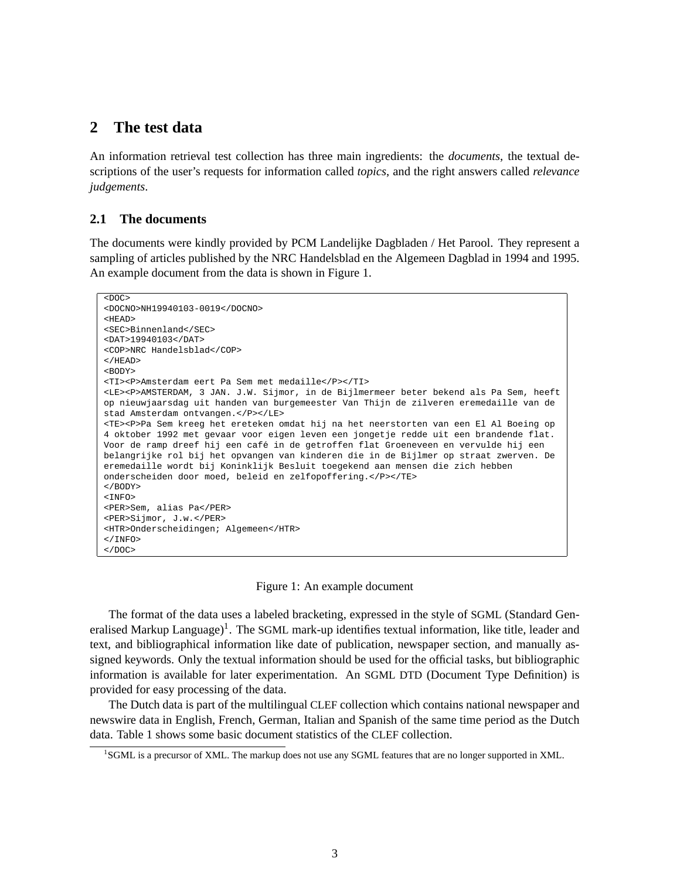## 2 The test data

An information retrieval test collection has three main ingredients: the *documents*, the textual descriptions of the user's requests for information called *topics*, and the right answers called *relevance judgements*.

### 2.1 The documents

The documents were kindly provided by PCM Landelijke Dagbladen / Het Parool. They represent a sampling of articles published by the NRC Handelsblad en the Algemeen Dagblad in 1994 and 1995. An example document from the data is shown in Figure 1.

```
<DOC>
<DOCNO>NH19940103-0019</DOCNO>
<HEAD>
<SEC>Binnenland</SEC>
<DAT>19940103</DAT>
<COP>NRC Handelsblad</COP>
</HEAD>
<BODY>
<TI><P>Amsterdam eert Pa Sem met medaille</P></TI>
<LE><P>AMSTERDAM, 3 JAN. J.W. Sijmor, in de Bijlmermeer beter bekend als Pa Sem, heeft
op nieuwjaarsdag uit handen van burgemeester Van Thijn de zilveren eremedaille van de
stad Amsterdam ontvangen.</P></LE>
<TE><P>Pa Sem kreeg het ereteken omdat hij na het neerstorten van een El Al Boeing op
4 oktober 1992 met gevaar voor eigen leven een jongetje redde uit een brandende flat.
Voor de ramp dreef hij een café in de getroffen flat Groeneveen en vervulde hij een
belangrijke rol bij het opvangen van kinderen die in de Bijlmer op straat zwerven. De
eremedaille wordt bij Koninklijk Besluit toegekend aan mensen die zich hebben
onderscheiden door moed, beleid en zelfopoffering.</P></TE>
</BODY>
<INFO>
<PER>Sem, alias Pa</PER>
<PER>Sijmor, J.w.</PER>
<HTR>Onderscheidingen; Algemeen</HTR>
</INFO>
</DOC>
```

Figure 1: An example document

The format of the data uses a labeled bracketing, expressed in the style of SGML (Standard Generalised Markup Language)[1]. The SGML mark-up identifies textual information, like title, leader and text, and bibliographical information like date of publication, newspaper section, and manually assigned keywords. Only the textual information should be used for the official tasks, but bibliographic information is available for later experimentation. An SGML DTD (Document Type Definition) is provided for easy processing of the data.

The Dutch data is part of the multilingual CLEF collection which contains national newspaper and newswire data in English, French, German, Italian and Spanish of the same time period as the Dutch data. Table 1 shows some basic document statistics of the CLEF collection.

[1] SGML is a precursor of XML. The markup does not use any SGML features that are no longer supported in XML.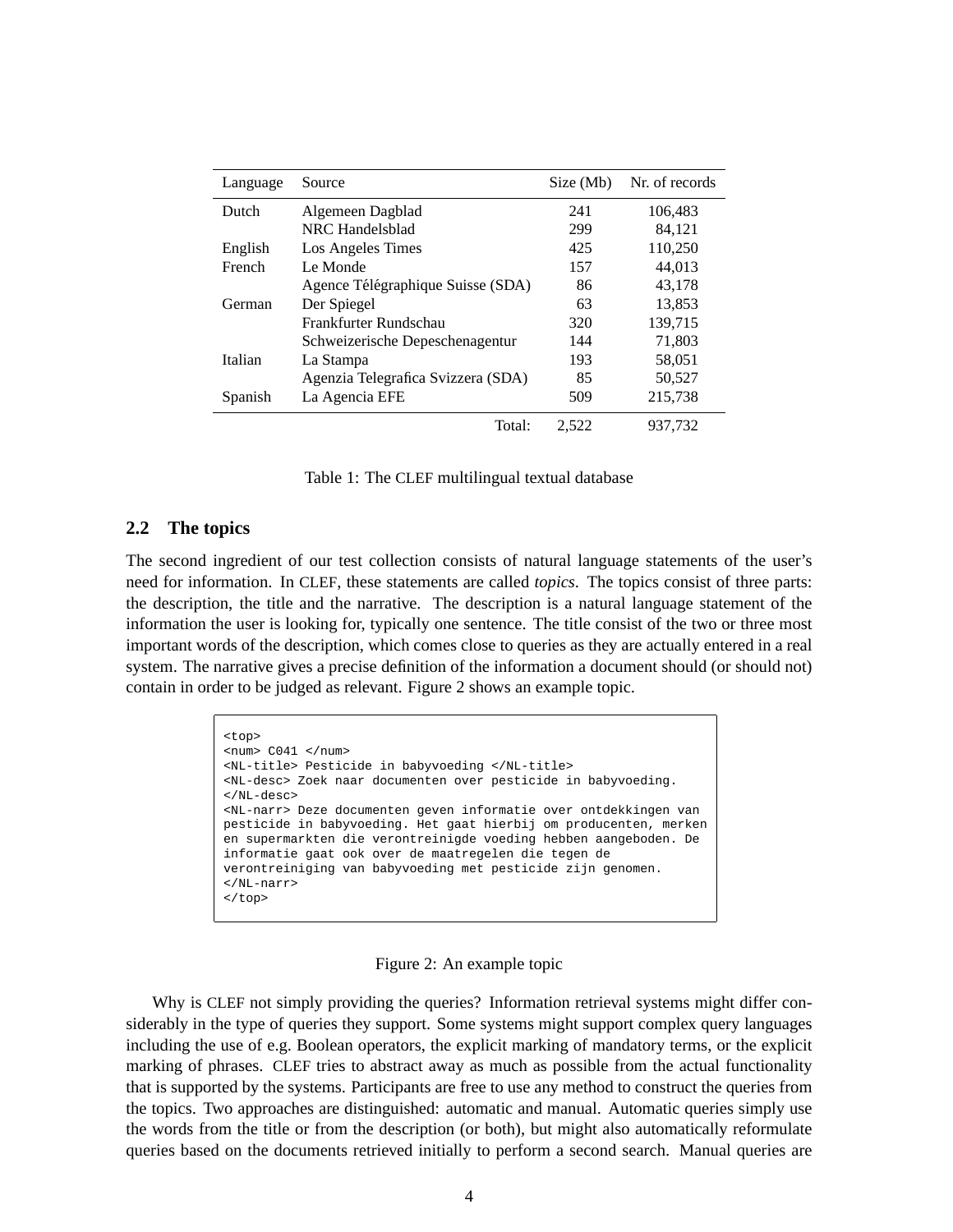| Language | Source | Size (Mb) | Nr. of records |
|---|---|---|---|
| Dutch | Algemeen Dagblad | 241 | 106,483 |
| | NRC Handelsblad | 299 | 84,121 |
| English | Los Angeles Times | 425 | 110,250 |
| French | Le Monde | 157 | 44,013 |
| | Agence Télégraphique Suisse (SDA) | 86 | 43,178 |
| German | Der Spiegel | 63 | 13,853 |
| | Frankfurter Rundschau | 320 | 139,715 |
| | Schweizerische Depeschenagentur | 144 | 71,803 |
| Italian | La Stampa | 193 | 58,051 |
| | Agenzia Telegrafica Svizzera (SDA) | 85 | 50,527 |
| Spanish | La Agencia EFE | 509 | 215,738 |
| | Total: | 2,522 | 937,732 |

Table 1: The CLEF multilingual textual database

## 2.2 The topics

The second ingredient of our test collection consists of natural language statements of the user's need for information. In CLEF, these statements are called *topics*. The topics consist of three parts: the description, the title and the narrative. The description is a natural language statement of the information the user is looking for, typically one sentence. The title consist of the two or three most important words of the description, which comes close to queries as they are actually entered in a real system. The narrative gives a precise definition of the information a document should (or should not) contain in order to be judged as relevant. Figure 2 shows an example topic.

```
<top>
<num> C041 </num>
<NL-title> Pesticide in babyvoeding </NL-title>
<NL-desc> Zoek naar documenten over pesticide in babyvoeding.
</NL-desc>
<NL-narr> Deze documenten geven informatie over ontdekkingen van
pesticide in babyvoeding. Het gaat hierbij om producenten, merken
en supermarkten die verontreinigde voeding hebben aangeboden. De
informatie gaat ook over de maatregelen die tegen de
verontreiniging van babyvoeding met pesticide zijn genomen.
</NL-narr>
</top>
```

Figure 2: An example topic

Why is CLEF not simply providing the queries? Information retrieval systems might differ considerably in the type of queries they support. Some systems might support complex query languages including the use of e.g. Boolean operators, the explicit marking of mandatory terms, or the explicit marking of phrases. CLEF tries to abstract away as much as possible from the actual functionality that is supported by the systems. Participants are free to use any method to construct the queries from the topics. Two approaches are distinguished: automatic and manual. Automatic queries simply use the words from the title or from the description (or both), but might also automatically reformulate queries based on the documents retrieved initially to perform a second search. Manual queries are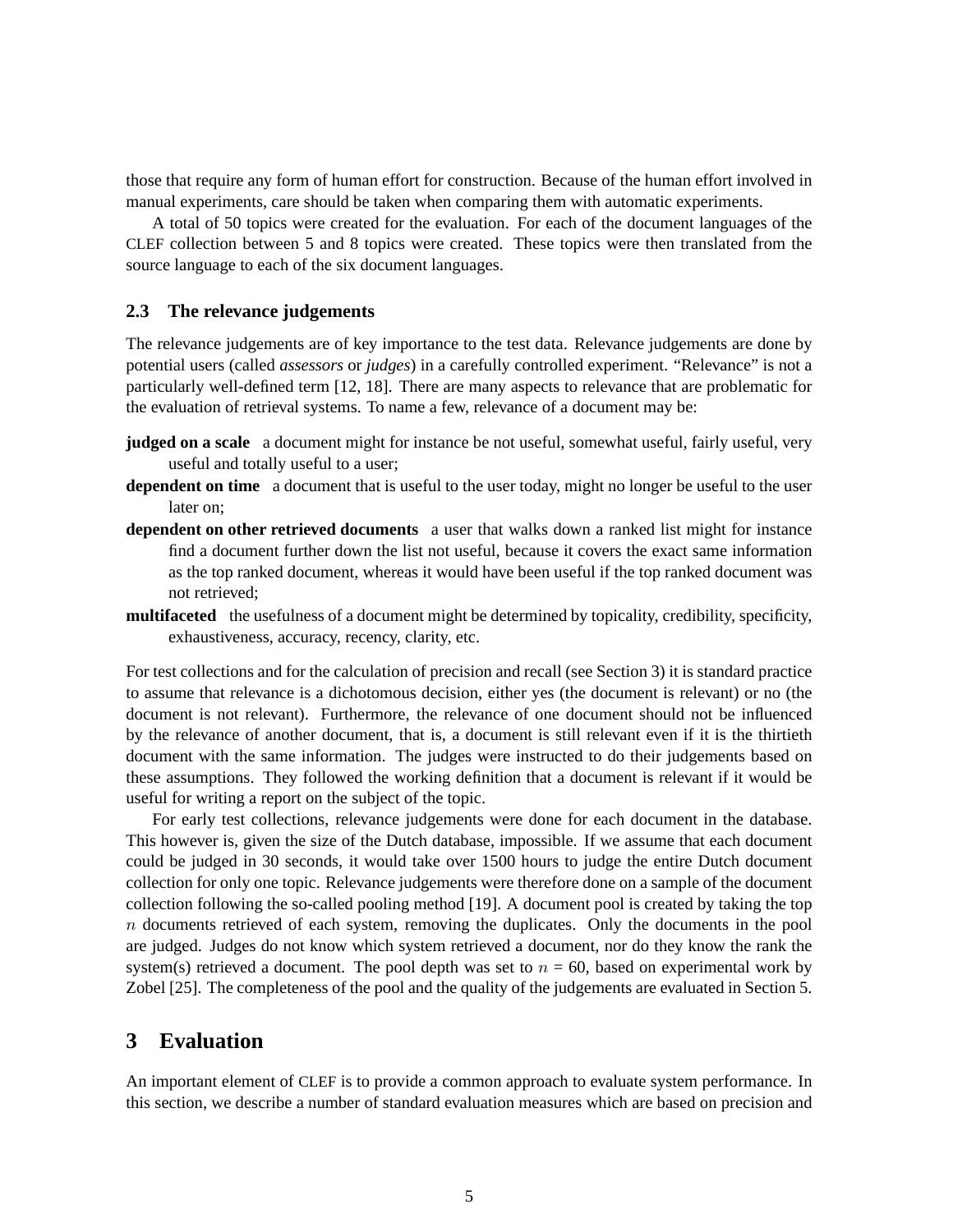those that require any form of human effort for construction. Because of the human effort involved in manual experiments, care should be taken when comparing them with automatic experiments.

A total of 50 topics were created for the evaluation. For each of the document languages of the CLEF collection between 5 and 8 topics were created. These topics were then translated from the source language to each of the six document languages.

### 2.3 The relevance judgements

The relevance judgements are of key importance to the test data. Relevance judgements are done by potential users (called *assessors* or *judges*) in a carefully controlled experiment. "Relevance" is not a particularly well-defined term [12, 18]. There are many aspects to relevance that are problematic for the evaluation of retrieval systems. To name a few, relevance of a document may be:

**judged on a scale** a document might for instance be not useful, somewhat useful, fairly useful, very useful and totally useful to a user;

**dependent on time** a document that is useful to the user today, might no longer be useful to the user later on;

**dependent on other retrieved documents** a user that walks down a ranked list might for instance find a document further down the list not useful, because it covers the exact same information as the top ranked document, whereas it would have been useful if the top ranked document was not retrieved;

**multifaceted** the usefulness of a document might be determined by topicality, credibility, specificity, exhaustiveness, accuracy, recency, clarity, etc.

For test collections and for the calculation of precision and recall (see Section 3) it is standard practice to assume that relevance is a dichotomous decision, either yes (the document is relevant) or no (the document is not relevant). Furthermore, the relevance of one document should not be influenced by the relevance of another document, that is, a document is still relevant even if it is the thirtieth document with the same information. The judges were instructed to do their judgements based on these assumptions. They followed the working definition that a document is relevant if it would be useful for writing a report on the subject of the topic.

For early test collections, relevance judgements were done for each document in the database. This however is, given the size of the Dutch database, impossible. If we assume that each document could be judged in 30 seconds, it would take over 1500 hours to judge the entire Dutch document collection for only one topic. Relevance judgements were therefore done on a sample of the document collection following the so-called pooling method [19]. A document pool is created by taking the top $n$ documents retrieved of each system, removing the duplicates. Only the documents in the pool are judged. Judges do not know which system retrieved a document, nor do they know the rank the system(s) retrieved a document. The pool depth was set to $n$ = 60, based on experimental work by Zobel [25]. The completeness of the pool and the quality of the judgements are evaluated in Section 5.

## 3 Evaluation

An important element of CLEF is to provide a common approach to evaluate system performance. In this section, we describe a number of standard evaluation measures which are based on precision and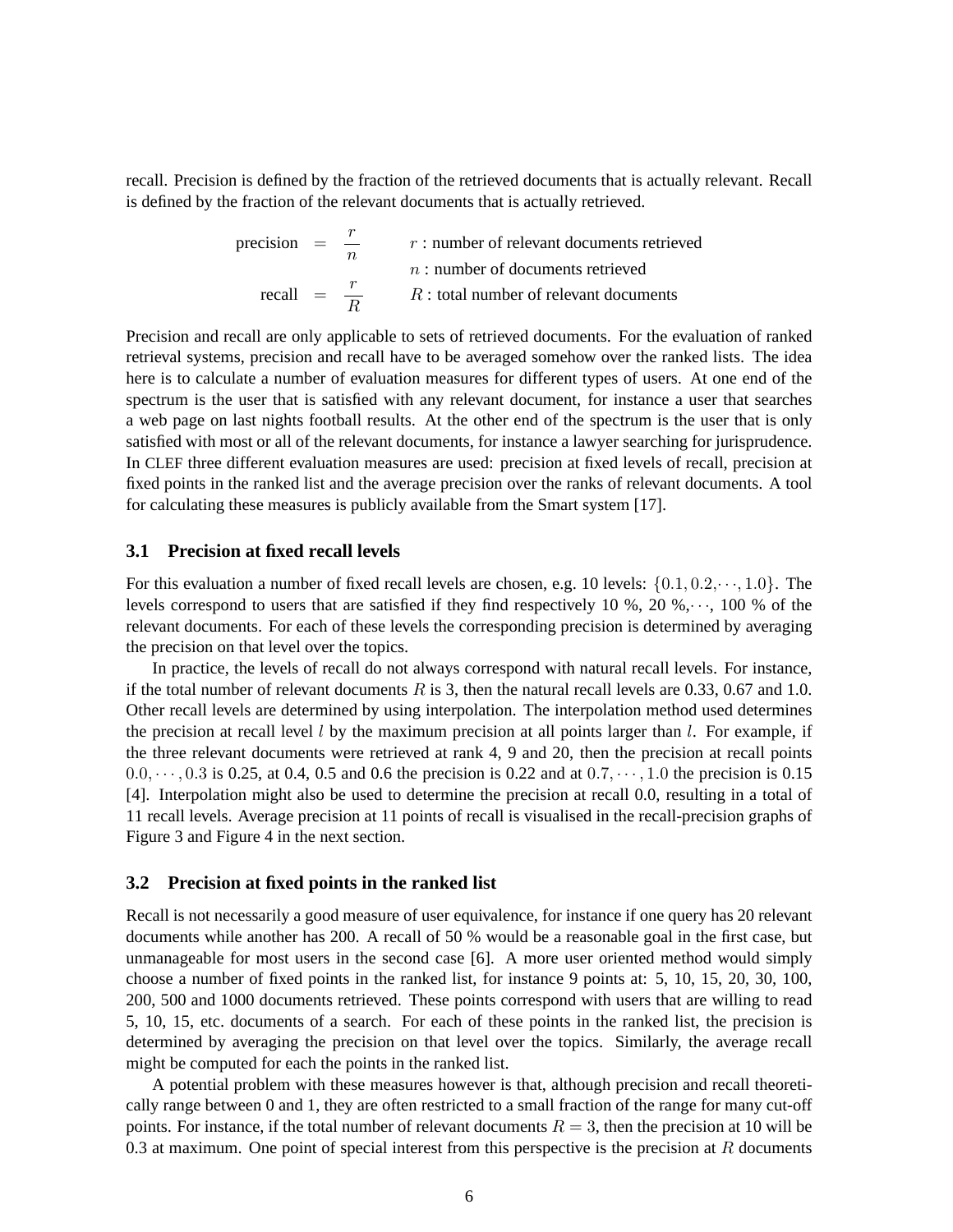recall. Precision is defined by the fraction of the retrieved documents that is actually relevant. Recall is defined by the fraction of the relevant documents that is actually retrieved.

$$
\begin{aligned}
\text{precision} &= \frac{r}{n} \qquad && r: \text{number of relevant documents retrieved} \\
& && n: \text{number of documents retrieved} \\
\text{recall} &= \frac{r}{R} \qquad && R: \text{total number of relevant documents}
\end{aligned}
$$

Precision and recall are only applicable to sets of retrieved documents. For the evaluation of ranked retrieval systems, precision and recall have to be averaged somehow over the ranked lists. The idea here is to calculate a number of evaluation measures for different types of users. At one end of the spectrum is the user that is satisfied with any relevant document, for instance a user that searches a web page on last nights football results. At the other end of the spectrum is the user that is only satisfied with most or all of the relevant documents, for instance a lawyer searching for jurisprudence. In CLEF three different evaluation measures are used: precision at fixed levels of recall, precision at fixed points in the ranked list and the average precision over the ranks of relevant documents. A tool for calculating these measures is publicly available from the Smart system [17].

### 3.1 Precision at fixed recall levels

For this evaluation a number of fixed recall levels are chosen, e.g. 10 levels: $\{0.1, 0.2, \cdots, 1.0\}$. The levels correspond to users that are satisfied if they find respectively 10 %, 20 %,$\cdots$, 100 % of the relevant documents. For each of these levels the corresponding precision is determined by averaging the precision on that level over the topics.

In practice, the levels of recall do not always correspond with natural recall levels. For instance, if the total number of relevant documents $R$ is 3, then the natural recall levels are 0.33, 0.67 and 1.0. Other recall levels are determined by using interpolation. The interpolation method used determines the precision at recall level $l$ by the maximum precision at all points larger than $l$. For example, if the three relevant documents were retrieved at rank 4, 9 and 20, then the precision at recall points $0.0, \cdots, 0.3$ is 0.25, at 0.4, 0.5 and 0.6 the precision is 0.22 and at $0.7, \cdots, 1.0$ the precision is 0.15 [4]. Interpolation might also be used to determine the precision at recall 0.0, resulting in a total of 11 recall levels. Average precision at 11 points of recall is visualised in the recall-precision graphs of Figure 3 and Figure 4 in the next section.

### 3.2 Precision at fixed points in the ranked list

Recall is not necessarily a good measure of user equivalence, for instance if one query has 20 relevant documents while another has 200. A recall of 50 % would be a reasonable goal in the first case, but unmanageable for most users in the second case [6]. A more user oriented method would simply choose a number of fixed points in the ranked list, for instance 9 points at: 5, 10, 15, 20, 30, 100, 200, 500 and 1000 documents retrieved. These points correspond with users that are willing to read 5, 10, 15, etc. documents of a search. For each of these points in the ranked list, the precision is determined by averaging the precision on that level over the topics. Similarly, the average recall might be computed for each the points in the ranked list.

A potential problem with these measures however is that, although precision and recall theoretically range between 0 and 1, they are often restricted to a small fraction of the range for many cut-off points. For instance, if the total number of relevant documents $R = 3$, then the precision at 10 will be 0.3 at maximum. One point of special interest from this perspective is the precision at $R$ documents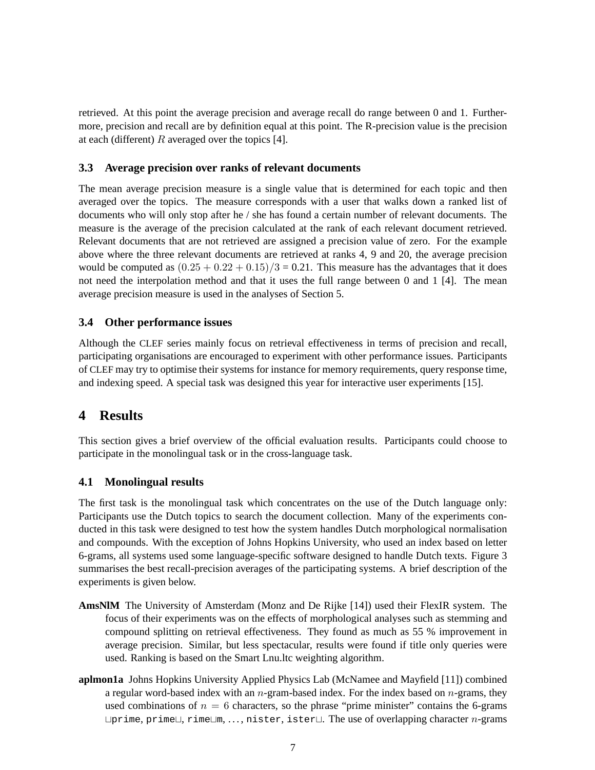retrieved. At this point the average precision and average recall do range between 0 and 1. Furthermore, precision and recall are by definition equal at this point. The R-precision value is the precision at each (different) $R$ averaged over the topics [4].

### 3.3 Average precision over ranks of relevant documents

The mean average precision measure is a single value that is determined for each topic and then averaged over the topics. The measure corresponds with a user that walks down a ranked list of documents who will only stop after he / she has found a certain number of relevant documents. The measure is the average of the precision calculated at the rank of each relevant document retrieved. Relevant documents that are not retrieved are assigned a precision value of zero. For the example above where the three relevant documents are retrieved at ranks 4, 9 and 20, the average precision would be computed as $(0.25 + 0.22 + 0.15)/3$ = 0.21. This measure has the advantages that it does not need the interpolation method and that it uses the full range between 0 and 1 [4]. The mean average precision measure is used in the analyses of Section 5.

### 3.4 Other performance issues

Although the CLEF series mainly focus on retrieval effectiveness in terms of precision and recall, participating organisations are encouraged to experiment with other performance issues. Participants of CLEF may try to optimise their systems for instance for memory requirements, query response time, and indexing speed. A special task was designed this year for interactive user experiments [15].

## 4 Results

This section gives a brief overview of the official evaluation results. Participants could choose to participate in the monolingual task or in the cross-language task.

### 4.1 Monolingual results

The first task is the monolingual task which concentrates on the use of the Dutch language only: Participants use the Dutch topics to search the document collection. Many of the experiments conducted in this task were designed to test how the system handles Dutch morphological normalisation and compounds. With the exception of Johns Hopkins University, who used an index based on letter 6-grams, all systems used some language-specific software designed to handle Dutch texts. Figure 3 summarises the best recall-precision averages of the participating systems. A brief description of the experiments is given below.

**AmsNlM** The University of Amsterdam (Monz and De Rijke [14]) used their FlexIR system. The focus of their experiments was on the effects of morphological analyses such as stemming and compound splitting on retrieval effectiveness. They found as much as 55 % improvement in average precision. Similar, but less spectacular, results were found if title only queries were used. Ranking is based on the Smart Lnu.ltc weighting algorithm.

**aplmon1a** Johns Hopkins University Applied Physics Lab (McNamee and Mayfield [11]) combined a regular word-based index with an $n$-gram-based index. For the index based on $n$-grams, they used combinations of $n = 6$ characters, so the phrase "prime minister" contains the 6-grams `␣prime`, `prime␣`, `rime␣m`, ..., `nister`, `ister␣`. The use of overlapping character $n$-grams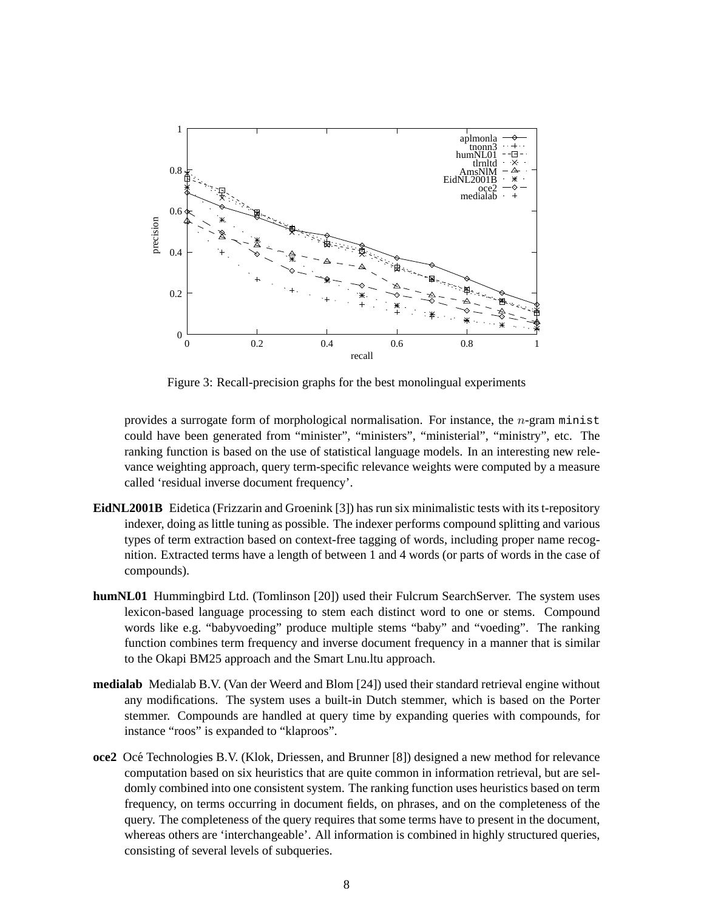Figure 3: Recall-precision graphs for the best monolingual experiments

provides a surrogate form of morphological normalisation. For instance, the $n$-gram `minist` could have been generated from "minister", "ministers", "ministerial", "ministry", etc. The ranking function is based on the use of statistical language models. In an interesting new relevance weighting approach, query term-specific relevance weights were computed by a measure called 'residual inverse document frequency'.

**EidNL2001B** Eidetica (Frizzarin and Groenink [3]) has run six minimalistic tests with its t-repository indexer, doing as little tuning as possible. The indexer performs compound splitting and various types of term extraction based on context-free tagging of words, including proper name recognition. Extracted terms have a length of between 1 and 4 words (or parts of words in the case of compounds).

**humNL01** Hummingbird Ltd. (Tomlinson [20]) used their Fulcrum SearchServer. The system uses lexicon-based language processing to stem each distinct word to one or stems. Compound words like e.g. "babyvoeding" produce multiple stems "baby" and "voeding". The ranking function combines term frequency and inverse document frequency in a manner that is similar to the Okapi BM25 approach and the Smart Lnu.ltu approach.

**medialab** Medialab B.V. (Van der Weerd and Blom [24]) used their standard retrieval engine without any modifications. The system uses a built-in Dutch stemmer, which is based on the Porter stemmer. Compounds are handled at query time by expanding queries with compounds, for instance "roos" is expanded to "klaproos".

**oce2** Océ Technologies B.V. (Klok, Driessen, and Brunner [8]) designed a new method for relevance computation based on six heuristics that are quite common in information retrieval, but are seldomly combined into one consistent system. The ranking function uses heuristics based on term frequency, on terms occurring in document fields, on phrases, and on the completeness of the query. The completeness of the query requires that some terms have to present in the document, whereas others are 'interchangeable'. All information is combined in highly structured queries, consisting of several levels of subqueries.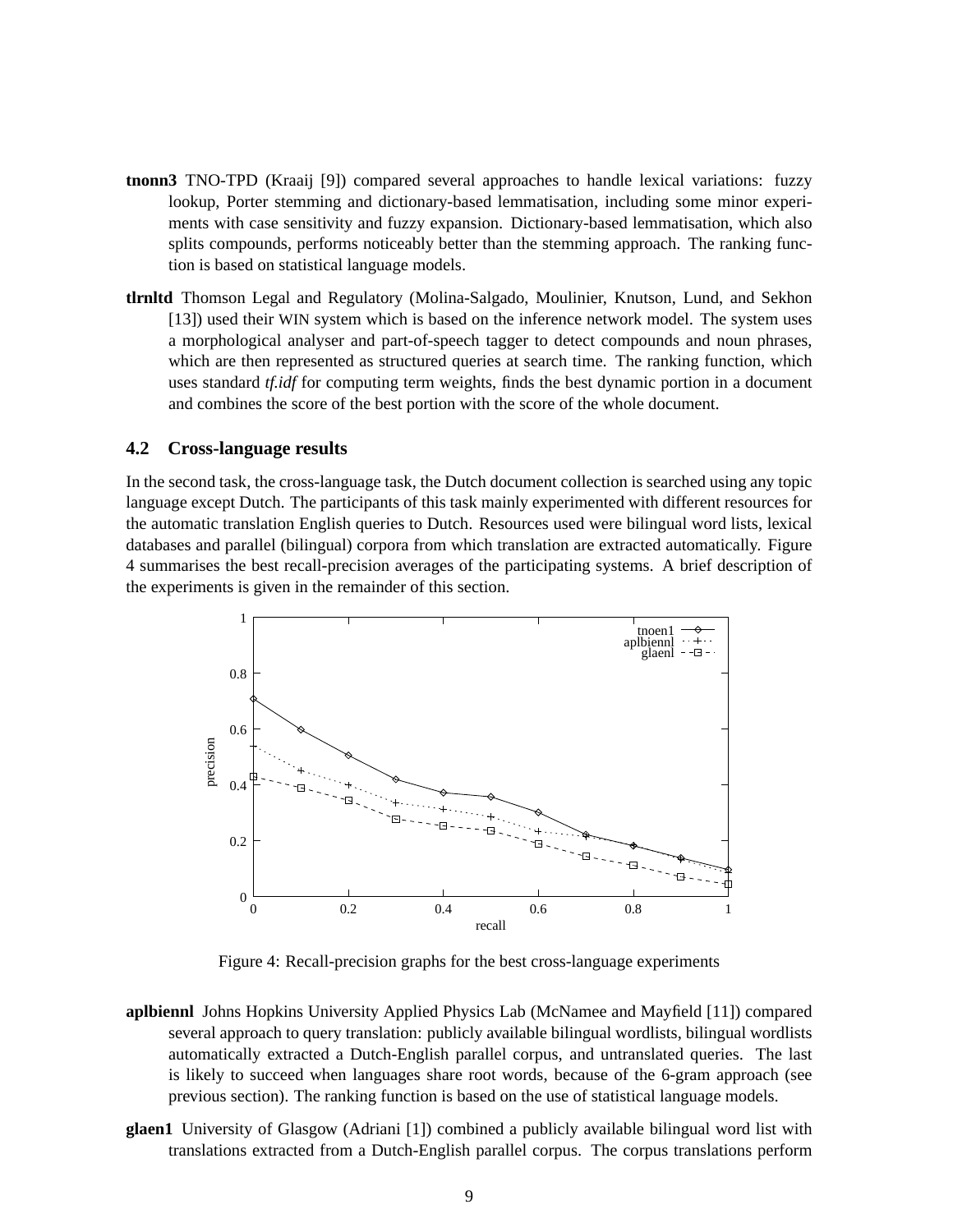**tnonn3** TNO-TPD (Kraaij [9]) compared several approaches to handle lexical variations: fuzzy lookup, Porter stemming and dictionary-based lemmatisation, including some minor experiments with case sensitivity and fuzzy expansion. Dictionary-based lemmatisation, which also splits compounds, performs noticeably better than the stemming approach. The ranking function is based on statistical language models.

**tlrnltd** Thomson Legal and Regulatory (Molina-Salgado, Moulinier, Knutson, Lund, and Sekhon [13]) used their WIN system which is based on the inference network model. The system uses a morphological analyser and part-of-speech tagger to detect compounds and noun phrases, which are then represented as structured queries at search time. The ranking function, which uses standard *tf.idf* for computing term weights, finds the best dynamic portion in a document and combines the score of the best portion with the score of the whole document.

### 4.2 Cross-language results

In the second task, the cross-language task, the Dutch document collection is searched using any topic language except Dutch. The participants of this task mainly experimented with different resources for the automatic translation English queries to Dutch. Resources used were bilingual word lists, lexical databases and parallel (bilingual) corpora from which translation are extracted automatically. Figure 4 summarises the best recall-precision averages of the participating systems. A brief description of the experiments is given in the remainder of this section.

Figure 4: Recall-precision graphs for the best cross-language experiments

**aplbiennl** Johns Hopkins University Applied Physics Lab (McNamee and Mayfield [11]) compared several approach to query translation: publicly available bilingual wordlists, bilingual wordlists automatically extracted a Dutch-English parallel corpus, and untranslated queries. The last is likely to succeed when languages share root words, because of the 6-gram approach (see previous section). The ranking function is based on the use of statistical language models.

**glaen1** University of Glasgow (Adriani [1]) combined a publicly available bilingual word list with translations extracted from a Dutch-English parallel corpus. The corpus translations perform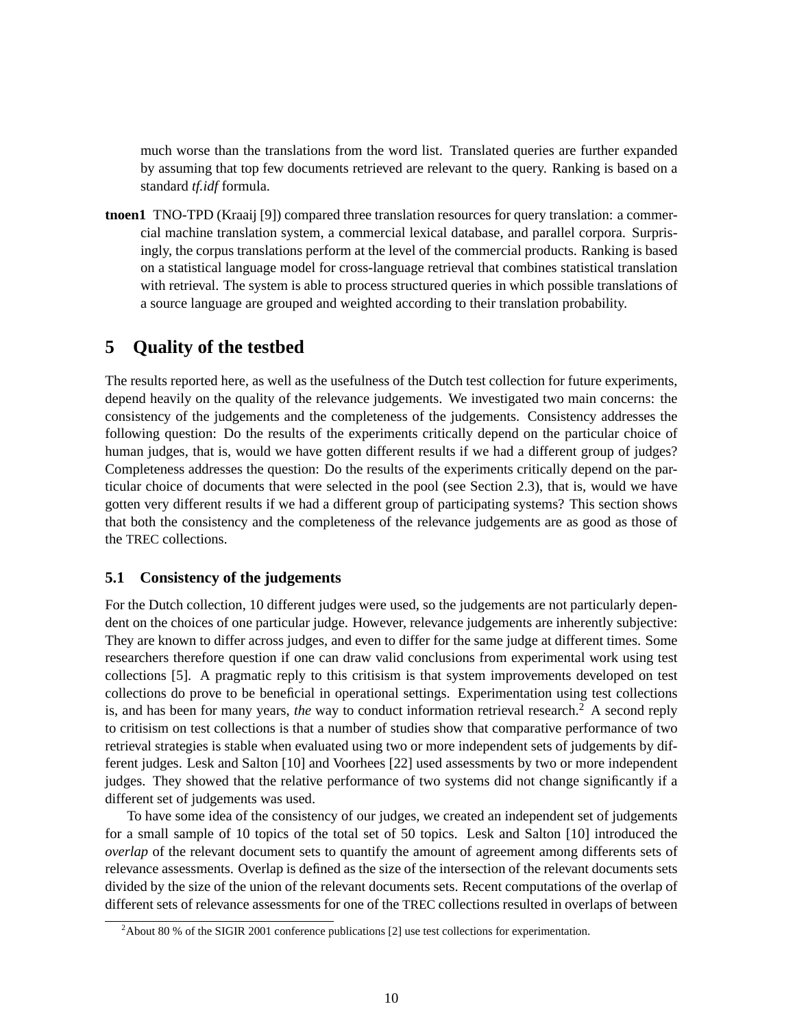much worse than the translations from the word list. Translated queries are further expanded by assuming that top few documents retrieved are relevant to the query. Ranking is based on a standard *tf.idf* formula.

**tnoen1** TNO-TPD (Kraaij [9]) compared three translation resources for query translation: a commercial machine translation system, a commercial lexical database, and parallel corpora. Surprisingly, the corpus translations perform at the level of the commercial products. Ranking is based on a statistical language model for cross-language retrieval that combines statistical translation with retrieval. The system is able to process structured queries in which possible translations of a source language are grouped and weighted according to their translation probability.

# 5 Quality of the testbed

The results reported here, as well as the usefulness of the Dutch test collection for future experiments, depend heavily on the quality of the relevance judgements. We investigated two main concerns: the consistency of the judgements and the completeness of the judgements. Consistency addresses the following question: Do the results of the experiments critically depend on the particular choice of human judges, that is, would we have gotten different results if we had a different group of judges? Completeness addresses the question: Do the results of the experiments critically depend on the particular choice of documents that were selected in the pool (see Section 2.3), that is, would we have gotten very different results if we had a different group of participating systems? This section shows that both the consistency and the completeness of the relevance judgements are as good as those of the TREC collections.

## 5.1 Consistency of the judgements

For the Dutch collection, 10 different judges were used, so the judgements are not particularly dependent on the choices of one particular judge. However, relevance judgements are inherently subjective: They are known to differ across judges, and even to differ for the same judge at different times. Some researchers therefore question if one can draw valid conclusions from experimental work using test collections [5]. A pragmatic reply to this critisism is that system improvements developed on test collections do prove to be beneficial in operational settings. Experimentation using test collections is, and has been for many years, *the* way to conduct information retrieval research.[2] A second reply to critisism on test collections is that a number of studies show that comparative performance of two retrieval strategies is stable when evaluated using two or more independent sets of judgements by different judges. Lesk and Salton [10] and Voorhees [22] used assessments by two or more independent judges. They showed that the relative performance of two systems did not change significantly if a different set of judgements was used.

To have some idea of the consistency of our judges, we created an independent set of judgements for a small sample of 10 topics of the total set of 50 topics. Lesk and Salton [10] introduced the *overlap* of the relevant document sets to quantify the amount of agreement among differents sets of relevance assessments. Overlap is defined as the size of the intersection of the relevant documents sets divided by the size of the union of the relevant documents sets. Recent computations of the overlap of different sets of relevance assessments for one of the TREC collections resulted in overlaps of between

[2] About 80 % of the SIGIR 2001 conference publications [2] use test collections for experimentation.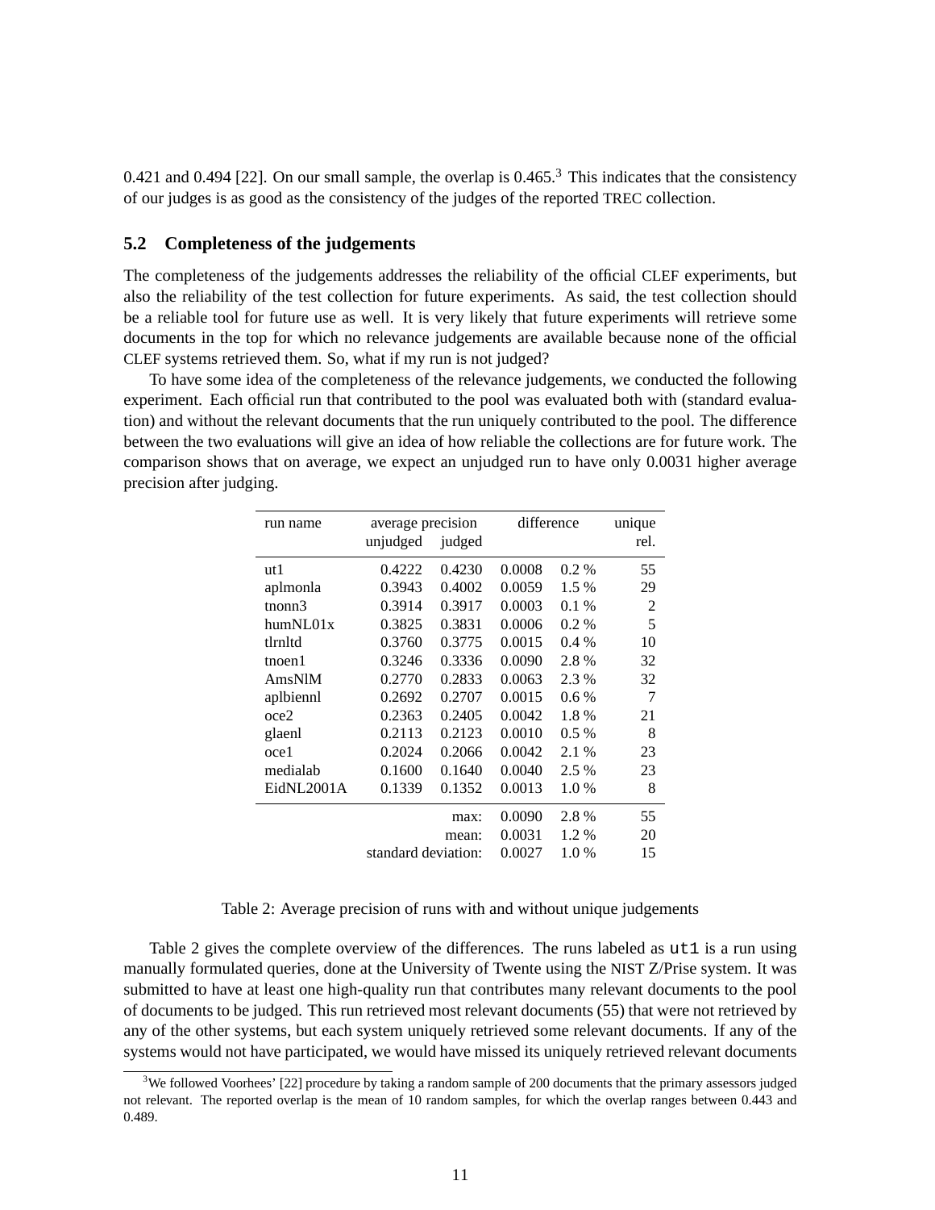0.421 and 0.494 [22]. On our small sample, the overlap is 0.465.[3] This indicates that the consistency of our judges is as good as the consistency of the judges of the reported TREC collection.

### 5.2 Completeness of the judgements

The completeness of the judgements addresses the reliability of the official CLEF experiments, but also the reliability of the test collection for future experiments. As said, the test collection should be a reliable tool for future use as well. It is very likely that future experiments will retrieve some documents in the top for which no relevance judgements are available because none of the official CLEF systems retrieved them. So, what if my run is not judged?

To have some idea of the completeness of the relevance judgements, we conducted the following experiment. Each official run that contributed to the pool was evaluated both with (standard evaluation) and without the relevant documents that the run uniquely contributed to the pool. The difference between the two evaluations will give an idea of how reliable the collections are for future work. The comparison shows that on average, we expect an unjudged run to have only 0.0031 higher average precision after judging.

| run name | average precision | | difference | | unique |
|---|---|---|---|---|---|
| | unjudged | judged | | | rel. |
| ut1 | 0.4222 | 0.4230 | 0.0008 | 0.2 % | 55 |
| aplmonla | 0.3943 | 0.4002 | 0.0059 | 1.5 % | 29 |
| tnonn3 | 0.3914 | 0.3917 | 0.0003 | 0.1 % | 2 |
| humNL01x | 0.3825 | 0.3831 | 0.0006 | 0.2 % | 5 |
| tlrnltd | 0.3760 | 0.3775 | 0.0015 | 0.4 % | 10 |
| tnoen1 | 0.3246 | 0.3336 | 0.0090 | 2.8 % | 32 |
| AmsNlM | 0.2770 | 0.2833 | 0.0063 | 2.3 % | 32 |
| aplbiennl | 0.2692 | 0.2707 | 0.0015 | 0.6 % | 7 |
| oce2 | 0.2363 | 0.2405 | 0.0042 | 1.8 % | 21 |
| glaenl | 0.2113 | 0.2123 | 0.0010 | 0.5 % | 8 |
| oce1 | 0.2024 | 0.2066 | 0.0042 | 2.1 % | 23 |
| medialab | 0.1600 | 0.1640 | 0.0040 | 2.5 % | 23 |
| EidNL2001A | 0.1339 | 0.1352 | 0.0013 | 1.0 % | 8 |
| | | max: | 0.0090 | 2.8 % | 55 |
| | | mean: | 0.0031 | 1.2 % | 20 |
| | | standard deviation: | 0.0027 | 1.0 % | 15 |

Table 2: Average precision of runs with and without unique judgements

Table 2 gives the complete overview of the differences. The runs labeled as `ut1` is a run using manually formulated queries, done at the University of Twente using the NIST Z/Prise system. It was submitted to have at least one high-quality run that contributes many relevant documents to the pool of documents to be judged. This run retrieved most relevant documents (55) that were not retrieved by any of the other systems, but each system uniquely retrieved some relevant documents. If any of the systems would not have participated, we would have missed its uniquely retrieved relevant documents

[3] We followed Voorhees' [22] procedure by taking a random sample of 200 documents that the primary assessors judged not relevant. The reported overlap is the mean of 10 random samples, for which the overlap ranges between 0.443 and 0.489.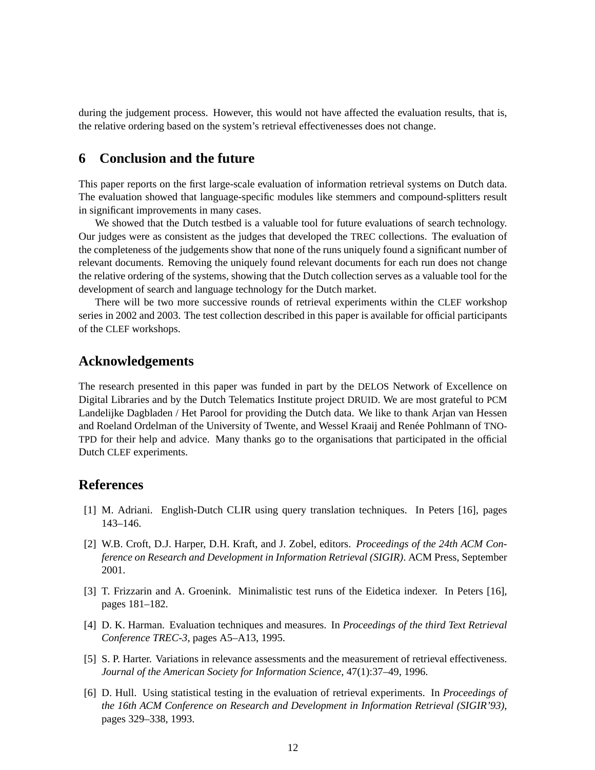during the judgement process. However, this would not have affected the evaluation results, that is, the relative ordering based on the system's retrieval effectivenesses does not change.

## 6 Conclusion and the future

This paper reports on the first large-scale evaluation of information retrieval systems on Dutch data. The evaluation showed that language-specific modules like stemmers and compound-splitters result in significant improvements in many cases.

We showed that the Dutch testbed is a valuable tool for future evaluations of search technology. Our judges were as consistent as the judges that developed the TREC collections. The evaluation of the completeness of the judgements show that none of the runs uniquely found a significant number of relevant documents. Removing the uniquely found relevant documents for each run does not change the relative ordering of the systems, showing that the Dutch collection serves as a valuable tool for the development of search and language technology for the Dutch market.

There will be two more successive rounds of retrieval experiments within the CLEF workshop series in 2002 and 2003. The test collection described in this paper is available for official participants of the CLEF workshops.

## Acknowledgements

The research presented in this paper was funded in part by the DELOS Network of Excellence on Digital Libraries and by the Dutch Telematics Institute project DRUID. We are most grateful to PCM Landelijke Dagbladen / Het Parool for providing the Dutch data. We like to thank Arjan van Hessen and Roeland Ordelman of the University of Twente, and Wessel Kraaij and Renée Pohlmann of TNO-TPD for their help and advice. Many thanks go to the organisations that participated in the official Dutch CLEF experiments.

## References

[1] M. Adriani. English-Dutch CLIR using query translation techniques. In Peters [16], pages 143–146.

[2] W.B. Croft, D.J. Harper, D.H. Kraft, and J. Zobel, editors. *Proceedings of the 24th ACM Conference on Research and Development in Information Retrieval (SIGIR)*. ACM Press, September 2001.

[3] T. Frizzarin and A. Groenink. Minimalistic test runs of the Eidetica indexer. In Peters [16], pages 181–182.

[4] D. K. Harman. Evaluation techniques and measures. In *Proceedings of the third Text Retrieval Conference TREC-3*, pages A5–A13, 1995.

[5] S. P. Harter. Variations in relevance assessments and the measurement of retrieval effectiveness. *Journal of the American Society for Information Science*, 47(1):37–49, 1996.

[6] D. Hull. Using statistical testing in the evaluation of retrieval experiments. In *Proceedings of the 16th ACM Conference on Research and Development in Information Retrieval (SIGIR'93)*, pages 329–338, 1993.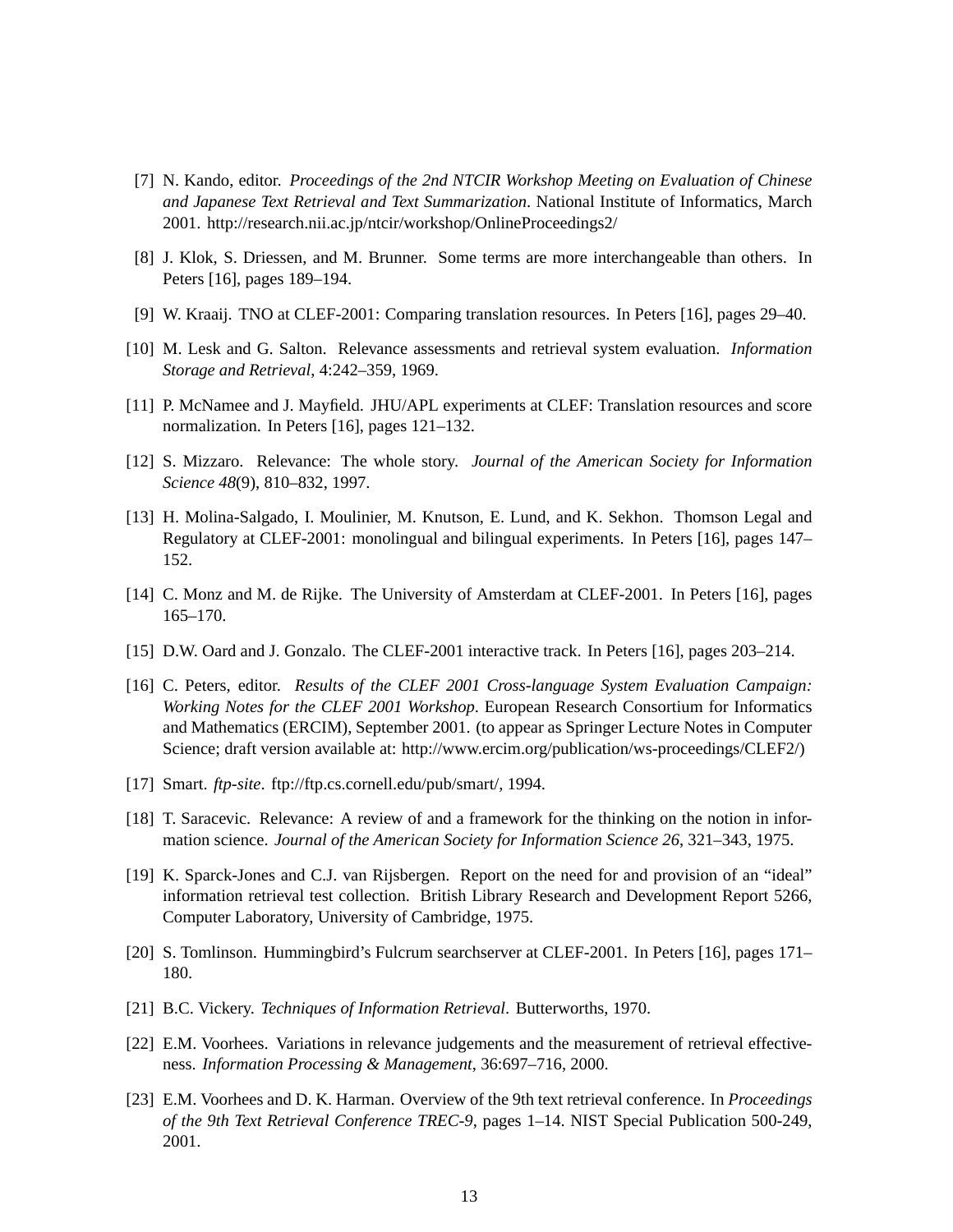[7] N. Kando, editor. *Proceedings of the 2nd NTCIR Workshop Meeting on Evaluation of Chinese and Japanese Text Retrieval and Text Summarization*. National Institute of Informatics, March 2001. http://research.nii.ac.jp/ntcir/workshop/OnlineProceedings2/

[8] J. Klok, S. Driessen, and M. Brunner. Some terms are more interchangeable than others. In Peters [16], pages 189–194.

[9] W. Kraaij. TNO at CLEF-2001: Comparing translation resources. In Peters [16], pages 29–40.

[10] M. Lesk and G. Salton. Relevance assessments and retrieval system evaluation. *Information Storage and Retrieval*, 4:242–359, 1969.

[11] P. McNamee and J. Mayfield. JHU/APL experiments at CLEF: Translation resources and score normalization. In Peters [16], pages 121–132.

[12] S. Mizzaro. Relevance: The whole story. *Journal of the American Society for Information Science 48*(9), 810–832, 1997.

[13] H. Molina-Salgado, I. Moulinier, M. Knutson, E. Lund, and K. Sekhon. Thomson Legal and Regulatory at CLEF-2001: monolingual and bilingual experiments. In Peters [16], pages 147–152.

[14] C. Monz and M. de Rijke. The University of Amsterdam at CLEF-2001. In Peters [16], pages 165–170.

[15] D.W. Oard and J. Gonzalo. The CLEF-2001 interactive track. In Peters [16], pages 203–214.

[16] C. Peters, editor. *Results of the CLEF 2001 Cross-language System Evaluation Campaign: Working Notes for the CLEF 2001 Workshop*. European Research Consortium for Informatics and Mathematics (ERCIM), September 2001. (to appear as Springer Lecture Notes in Computer Science; draft version available at: http://www.ercim.org/publication/ws-proceedings/CLEF2/)

[17] Smart. *ftp-site*. ftp://ftp.cs.cornell.edu/pub/smart/, 1994.

[18] T. Saracevic. Relevance: A review of and a framework for the thinking on the notion in information science. *Journal of the American Society for Information Science 26*, 321–343, 1975.

[19] K. Sparck-Jones and C.J. van Rijsbergen. Report on the need for and provision of an "ideal" information retrieval test collection. British Library Research and Development Report 5266, Computer Laboratory, University of Cambridge, 1975.

[20] S. Tomlinson. Hummingbird's Fulcrum searchserver at CLEF-2001. In Peters [16], pages 171–180.

[21] B.C. Vickery. *Techniques of Information Retrieval*. Butterworths, 1970.

[22] E.M. Voorhees. Variations in relevance judgements and the measurement of retrieval effectiveness. *Information Processing & Management*, 36:697–716, 2000.

[23] E.M. Voorhees and D. K. Harman. Overview of the 9th text retrieval conference. In *Proceedings of the 9th Text Retrieval Conference TREC-9*, pages 1–14. NIST Special Publication 500-249, 2001.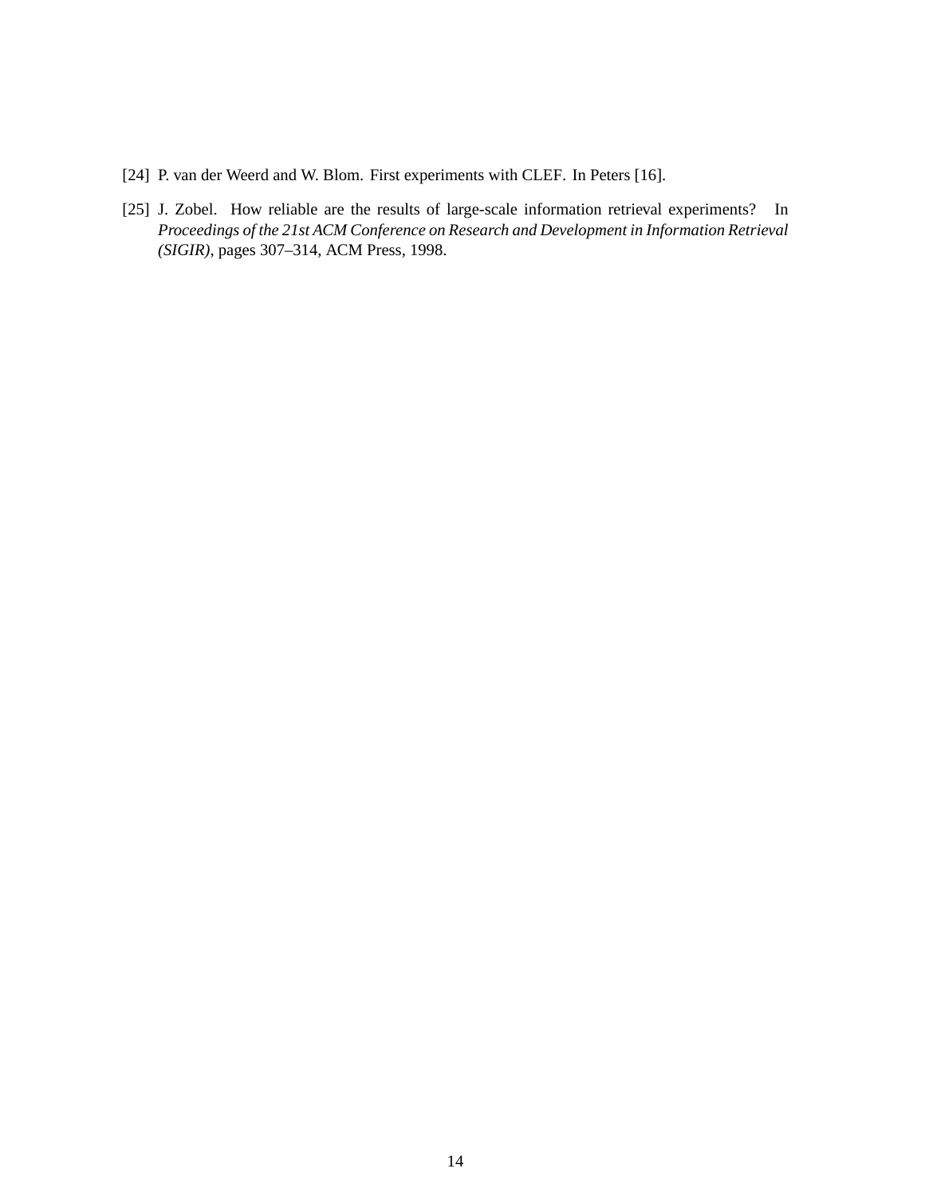[24] P. van der Weerd and W. Blom. First experiments with CLEF. In Peters [16].

[25] J. Zobel. How reliable are the results of large-scale information retrieval experiments? In *Proceedings of the 21st ACM Conference on Research and Development in Information Retrieval (SIGIR)*, pages 307–314, ACM Press, 1998.